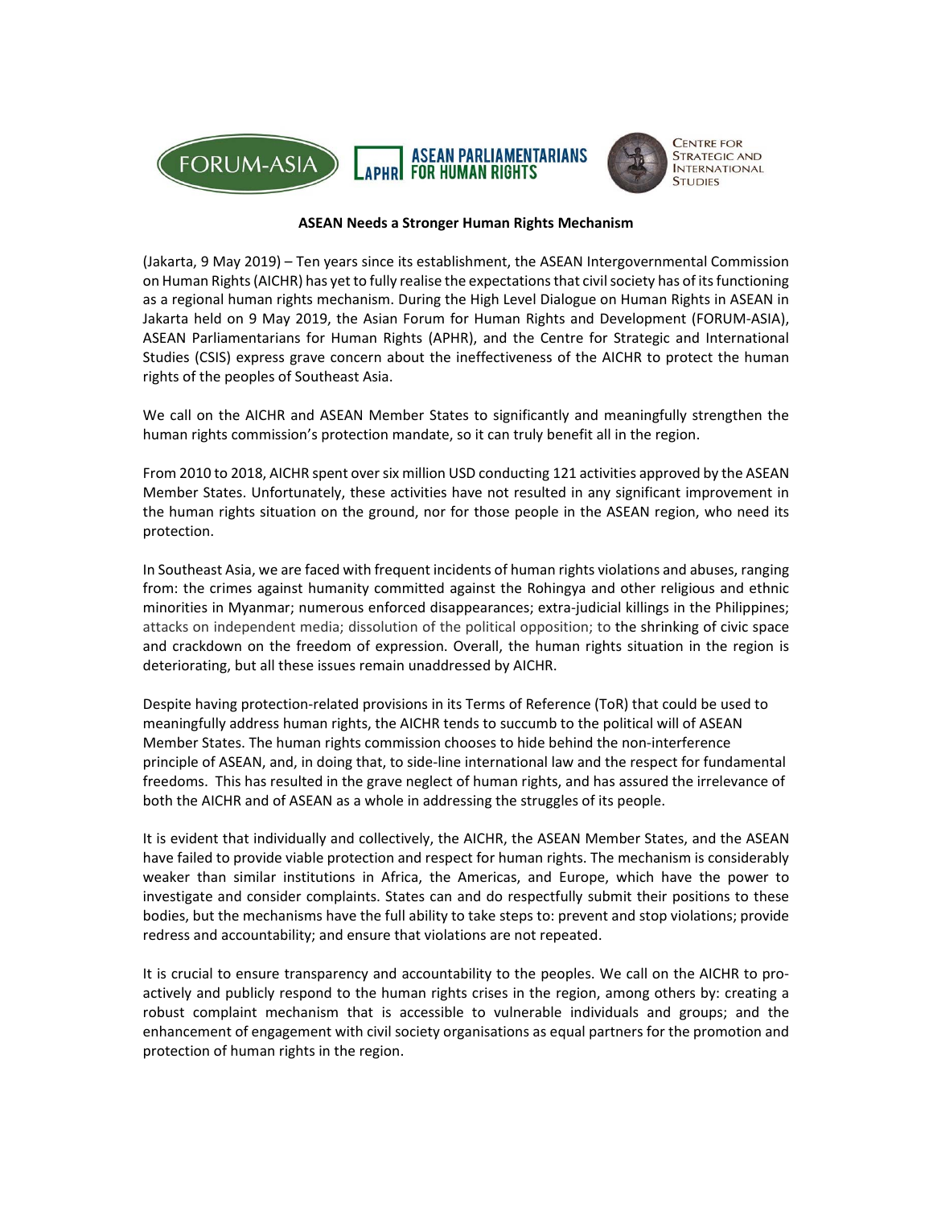FORUM-ASIA | APHR ASEAN PARLIAMENTARIANS FOR HUMAN RIGHTS | CENTRE FOR STRATEGIC AND INTERNATIONAL STUDIES

**ASEAN Needs a Stronger Human Rights Mechanism**

(Jakarta, 9 May 2019) – Ten years since its establishment, the ASEAN Intergovernmental Commission on Human Rights (AICHR) has yet to fully realise the expectations that civil society has of its functioning as a regional human rights mechanism. During the High Level Dialogue on Human Rights in ASEAN in Jakarta held on 9 May 2019, the Asian Forum for Human Rights and Development (FORUM-ASIA), ASEAN Parliamentarians for Human Rights (APHR), and the Centre for Strategic and International Studies (CSIS) express grave concern about the ineffectiveness of the AICHR to protect the human rights of the peoples of Southeast Asia.

We call on the AICHR and ASEAN Member States to significantly and meaningfully strengthen the human rights commission's protection mandate, so it can truly benefit all in the region.

From 2010 to 2018, AICHR spent over six million USD conducting 121 activities approved by the ASEAN Member States. Unfortunately, these activities have not resulted in any significant improvement in the human rights situation on the ground, nor for those people in the ASEAN region, who need its protection.

In Southeast Asia, we are faced with frequent incidents of human rights violations and abuses, ranging from: the crimes against humanity committed against the Rohingya and other religious and ethnic minorities in Myanmar; numerous enforced disappearances; extra-judicial killings in the Philippines; attacks on independent media; dissolution of the political opposition; to the shrinking of civic space and crackdown on the freedom of expression. Overall, the human rights situation in the region is deteriorating, but all these issues remain unaddressed by AICHR.

Despite having protection-related provisions in its Terms of Reference (ToR) that could be used to meaningfully address human rights, the AICHR tends to succumb to the political will of ASEAN Member States. The human rights commission chooses to hide behind the non-interference principle of ASEAN, and, in doing that, to side-line international law and the respect for fundamental freedoms. This has resulted in the grave neglect of human rights, and has assured the irrelevance of both the AICHR and of ASEAN as a whole in addressing the struggles of its people.

It is evident that individually and collectively, the AICHR, the ASEAN Member States, and the ASEAN have failed to provide viable protection and respect for human rights. The mechanism is considerably weaker than similar institutions in Africa, the Americas, and Europe, which have the power to investigate and consider complaints. States can and do respectfully submit their positions to these bodies, but the mechanisms have the full ability to take steps to: prevent and stop violations; provide redress and accountability; and ensure that violations are not repeated.

It is crucial to ensure transparency and accountability to the peoples. We call on the AICHR to pro-actively and publicly respond to the human rights crises in the region, among others by: creating a robust complaint mechanism that is accessible to vulnerable individuals and groups; and the enhancement of engagement with civil society organisations as equal partners for the promotion and protection of human rights in the region.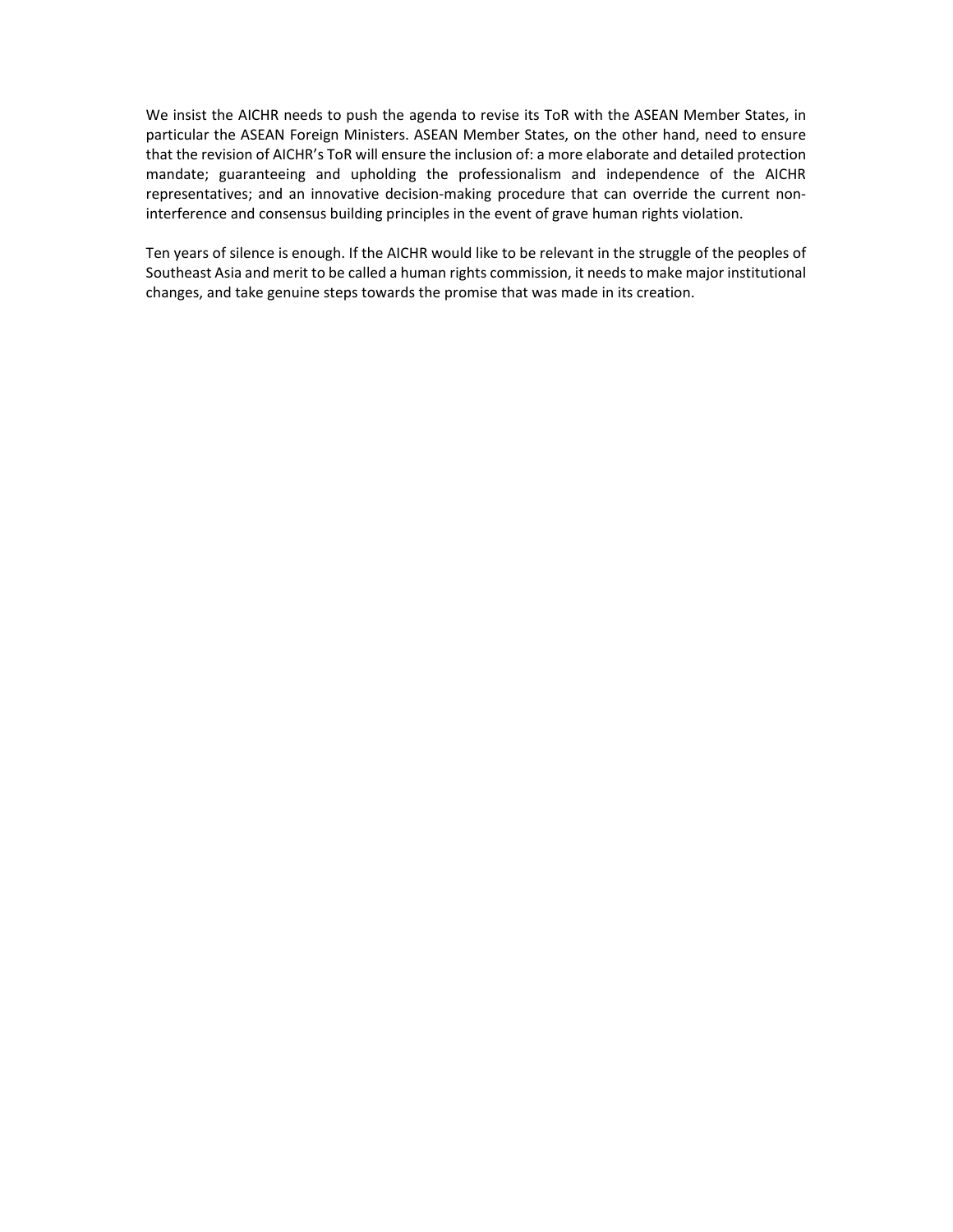We insist the AICHR needs to push the agenda to revise its ToR with the ASEAN Member States, in particular the ASEAN Foreign Ministers. ASEAN Member States, on the other hand, need to ensure that the revision of AICHR's ToR will ensure the inclusion of: a more elaborate and detailed protection mandate; guaranteeing and upholding the professionalism and independence of the AICHR representatives; and an innovative decision-making procedure that can override the current non-interference and consensus building principles in the event of grave human rights violation.

Ten years of silence is enough. If the AICHR would like to be relevant in the struggle of the peoples of Southeast Asia and merit to be called a human rights commission, it needs to make major institutional changes, and take genuine steps towards the promise that was made in its creation.